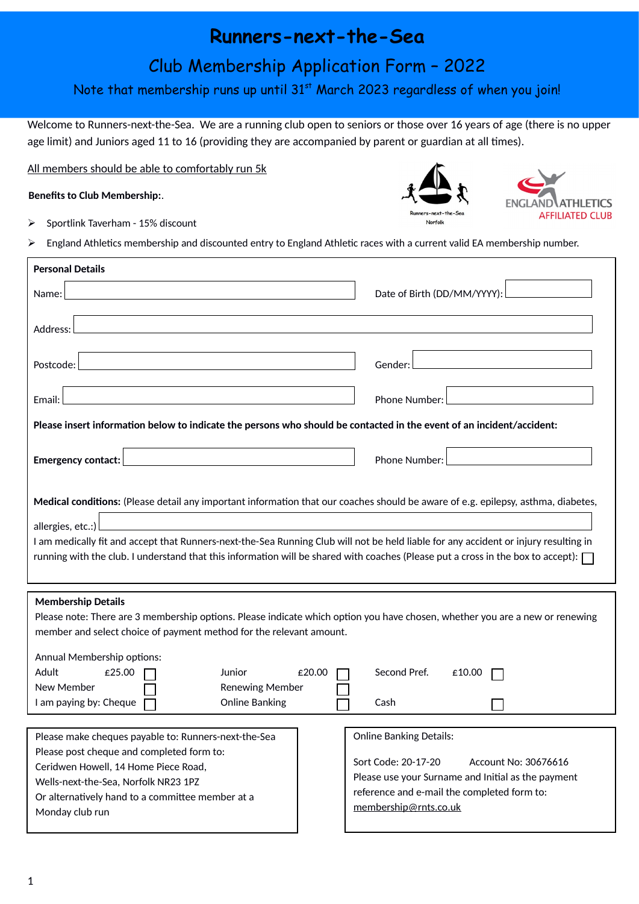# Runners-next-the-Sea

## Club Membership Application Form – 2022

Note that membership runs up until 31st March 2023 regardless of when you join!

Welcome to Runners-next-the-Sea. We are a running club open to seniors or those over 16 years of age (there is no upper age limit) and Juniors aged 11 to 16 (providing they are accompanied by parent or guardian at all times).

All members should be able to comfortably run 5k

**Benefits to Club Membership:**.

- Sportlink Taverham - 15% discount
- England Athletics membership and discounted entry to England Athletic races with a current valid EA membership number.

**Personal Details**

Name: ____________________ Date of Birth (DD/MM/YYYY): ____________

Address: ________________________________________

Postcode: ____________________ Gender: ____________

Email: ____________________ Phone Number: ____________

**Please insert information below to indicate the persons who should be contacted in the event of an incident/accident:**

**Emergency contact:** ____________________ Phone Number: ____________

**Medical conditions:** (Please detail any important information that our coaches should be aware of e.g. epilepsy, asthma, diabetes, allergies, etc.:) ________________________________________

I am medically fit and accept that Runners-next-the-Sea Running Club will not be held liable for any accident or injury resulting in running with the club. I understand that this information will be shared with coaches (Please put a cross in the box to accept): ☐

**Membership Details**

Please note: There are 3 membership options. Please indicate which option you have chosen, whether you are a new or renewing member and select choice of payment method for the relevant amount.

Annual Membership options:

| | | | | | | | | |
|---|---|---|---|---|---|---|---|---|
| Adult | £25.00 | ☐ | Junior | £20.00 | ☐ | Second Pref. | £10.00 | ☐ |
| New Member | | ☐ | Renewing Member | | ☐ | | | |
| I am paying by: Cheque | | ☐ | Online Banking | | ☐ | Cash | | ☐ |

Please make cheques payable to: Runners-next-the-Sea
Please post cheque and completed form to:
Ceridwen Howell, 14 Home Piece Road,
Wells-next-the-Sea, Norfolk NR23 1PZ
Or alternatively hand to a committee member at a Monday club run

Online Banking Details:

Sort Code: 20-17-20 Account No: 30676616
Please use your Surname and Initial as the payment reference and e-mail the completed form to: membership@rnts.co.uk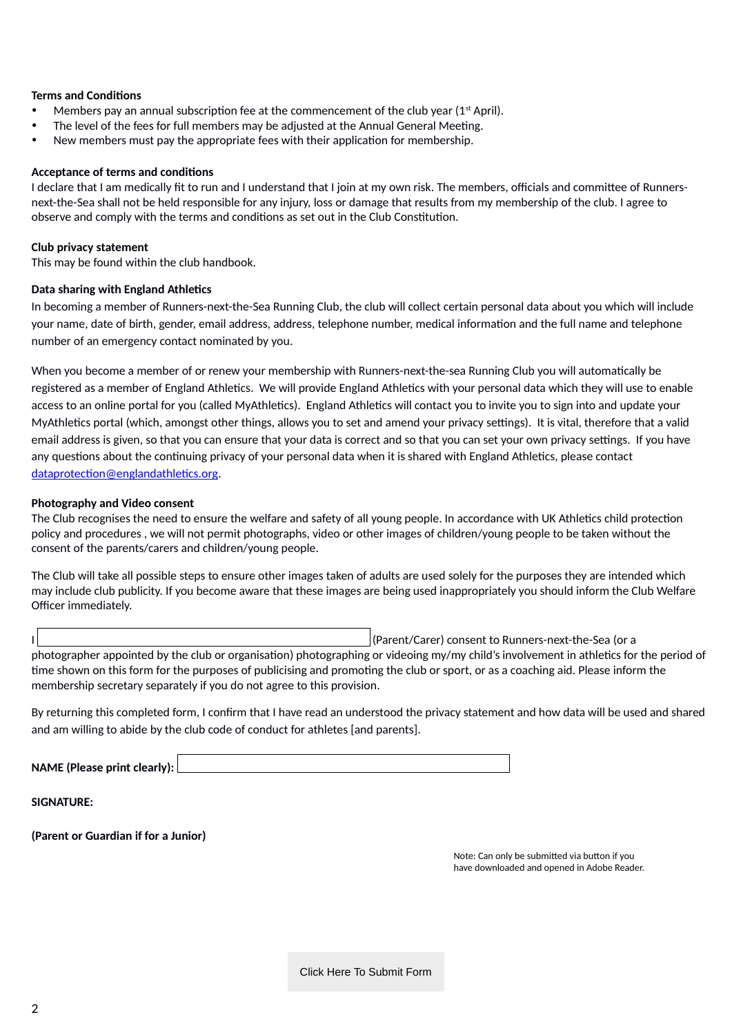**Terms and Conditions**

- Members pay an annual subscription fee at the commencement of the club year (1st April).
- The level of the fees for full members may be adjusted at the Annual General Meeting.
- New members must pay the appropriate fees with their application for membership.

**Acceptance of terms and conditions**

I declare that I am medically fit to run and I understand that I join at my own risk. The members, officials and committee of Runners-next-the-Sea shall not be held responsible for any injury, loss or damage that results from my membership of the club. I agree to observe and comply with the terms and conditions as set out in the Club Constitution.

**Club privacy statement**

This may be found within the club handbook.

**Data sharing with England Athletics**

In becoming a member of Runners-next-the-Sea Running Club, the club will collect certain personal data about you which will include your name, date of birth, gender, email address, address, telephone number, medical information and the full name and telephone number of an emergency contact nominated by you.

When you become a member of or renew your membership with Runners-next-the-sea Running Club you will automatically be registered as a member of England Athletics. We will provide England Athletics with your personal data which they will use to enable access to an online portal for you (called MyAthletics). England Athletics will contact you to invite you to sign into and update your MyAthletics portal (which, amongst other things, allows you to set and amend your privacy settings). It is vital, therefore that a valid email address is given, so that you can ensure that your data is correct and so that you can set your own privacy settings. If you have any questions about the continuing privacy of your personal data when it is shared with England Athletics, please contact dataprotection@englandathletics.org.

**Photography and Video consent**

The Club recognises the need to ensure the welfare and safety of all young people. In accordance with UK Athletics child protection policy and procedures , we will not permit photographs, video or other images of children/young people to be taken without the consent of the parents/carers and children/young people.

The Club will take all possible steps to ensure other images taken of adults are used solely for the purposes they are intended which may include club publicity. If you become aware that these images are being used inappropriately you should inform the Club Welfare Officer immediately.

I ______________________ (Parent/Carer) consent to Runners-next-the-Sea (or a photographer appointed by the club or organisation) photographing or videoing my/my child's involvement in athletics for the period of time shown on this form for the purposes of publicising and promoting the club or sport, or as a coaching aid. Please inform the membership secretary separately if you do not agree to this provision.

By returning this completed form, I confirm that I have read an understood the privacy statement and how data will be used and shared and am willing to abide by the club code of conduct for athletes [and parents].

**NAME (Please print clearly):** ______________________

**SIGNATURE:**

**(Parent or Guardian if for a Junior)**

Note: Can only be submitted via button if you have downloaded and opened in Adobe Reader.

Click Here To Submit Form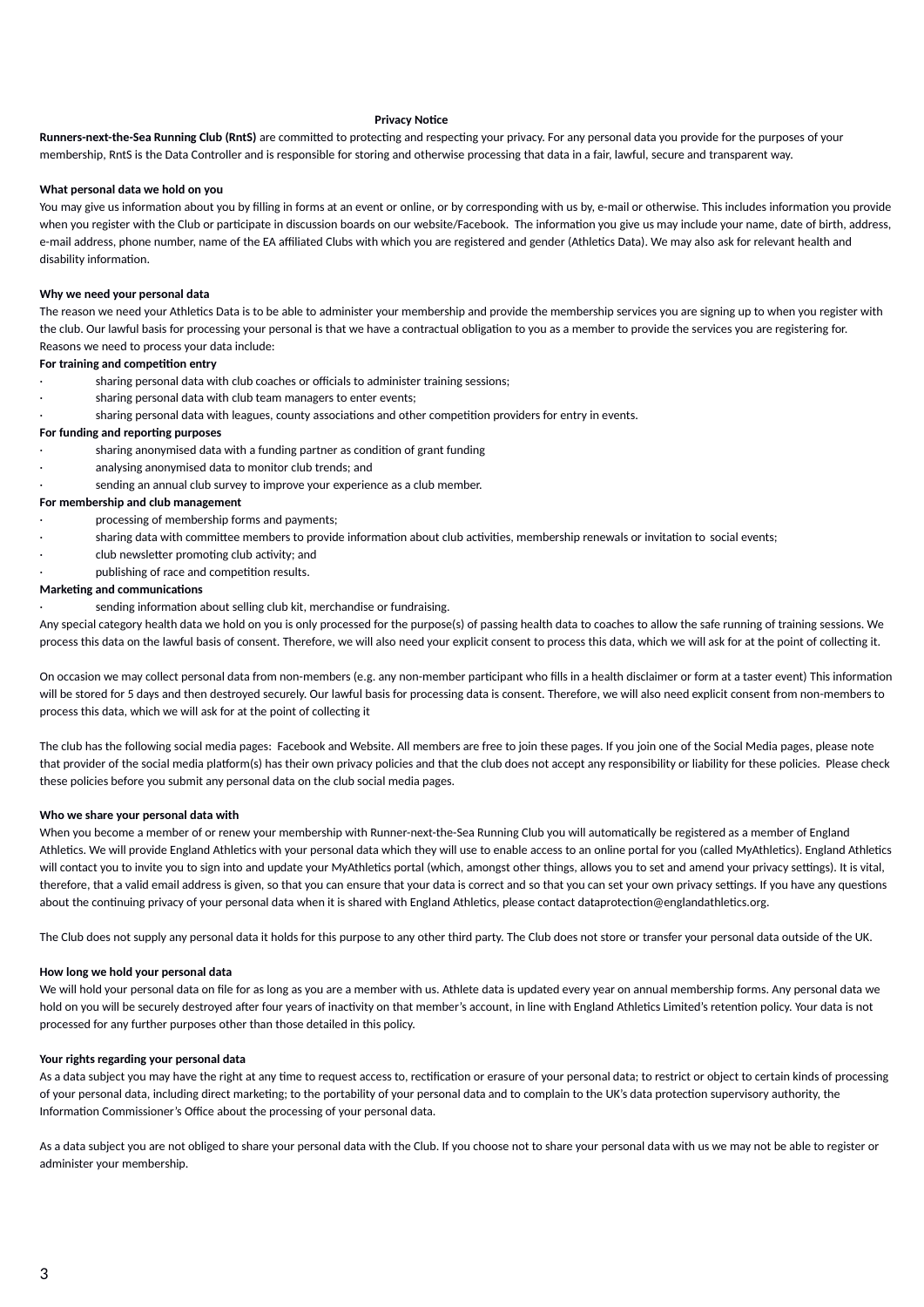**Privacy Notice**

**Runners-next-the-Sea Running Club (RntS)** are committed to protecting and respecting your privacy. For any personal data you provide for the purposes of your membership, RntS is the Data Controller and is responsible for storing and otherwise processing that data in a fair, lawful, secure and transparent way.

**What personal data we hold on you**

You may give us information about you by filling in forms at an event or online, or by corresponding with us by, e-mail or otherwise. This includes information you provide when you register with the Club or participate in discussion boards on our website/Facebook. The information you give us may include your name, date of birth, address, e-mail address, phone number, name of the EA affiliated Clubs with which you are registered and gender (Athletics Data). We may also ask for relevant health and disability information.

**Why we need your personal data**

The reason we need your Athletics Data is to be able to administer your membership and provide the membership services you are signing up to when you register with the club. Our lawful basis for processing your personal is that we have a contractual obligation to you as a member to provide the services you are registering for. Reasons we need to process your data include:

**For training and competition entry**

- sharing personal data with club coaches or officials to administer training sessions;
- sharing personal data with club team managers to enter events;
- sharing personal data with leagues, county associations and other competition providers for entry in events.

**For funding and reporting purposes**

- sharing anonymised data with a funding partner as condition of grant funding
- analysing anonymised data to monitor club trends; and
- sending an annual club survey to improve your experience as a club member.

**For membership and club management**

- processing of membership forms and payments;
- sharing data with committee members to provide information about club activities, membership renewals or invitation to social events;
- club newsletter promoting club activity; and
- publishing of race and competition results.

**Marketing and communications**

- sending information about selling club kit, merchandise or fundraising.

Any special category health data we hold on you is only processed for the purpose(s) of passing health data to coaches to allow the safe running of training sessions. We process this data on the lawful basis of consent. Therefore, we will also need your explicit consent to process this data, which we will ask for at the point of collecting it.

On occasion we may collect personal data from non-members (e.g. any non-member participant who fills in a health disclaimer or form at a taster event) This information will be stored for 5 days and then destroyed securely. Our lawful basis for processing data is consent. Therefore, we will also need explicit consent from non-members to process this data, which we will ask for at the point of collecting it

The club has the following social media pages: Facebook and Website. All members are free to join these pages. If you join one of the Social Media pages, please note that provider of the social media platform(s) has their own privacy policies and that the club does not accept any responsibility or liability for these policies. Please check these policies before you submit any personal data on the club social media pages.

**Who we share your personal data with**

When you become a member of or renew your membership with Runner-next-the-Sea Running Club you will automatically be registered as a member of England Athletics. We will provide England Athletics with your personal data which they will use to enable access to an online portal for you (called MyAthletics). England Athletics will contact you to invite you to sign into and update your MyAthletics portal (which, amongst other things, allows you to set and amend your privacy settings). It is vital, therefore, that a valid email address is given, so that you can ensure that your data is correct and so that you can set your own privacy settings. If you have any questions about the continuing privacy of your personal data when it is shared with England Athletics, please contact dataprotection@englandathletics.org.

The Club does not supply any personal data it holds for this purpose to any other third party. The Club does not store or transfer your personal data outside of the UK.

**How long we hold your personal data**

We will hold your personal data on file for as long as you are a member with us. Athlete data is updated every year on annual membership forms. Any personal data we hold on you will be securely destroyed after four years of inactivity on that member's account, in line with England Athletics Limited's retention policy. Your data is not processed for any further purposes other than those detailed in this policy.

**Your rights regarding your personal data**

As a data subject you may have the right at any time to request access to, rectification or erasure of your personal data; to restrict or object to certain kinds of processing of your personal data, including direct marketing; to the portability of your personal data and to complain to the UK's data protection supervisory authority, the Information Commissioner's Office about the processing of your personal data.

As a data subject you are not obliged to share your personal data with the Club. If you choose not to share your personal data with us we may not be able to register or administer your membership.